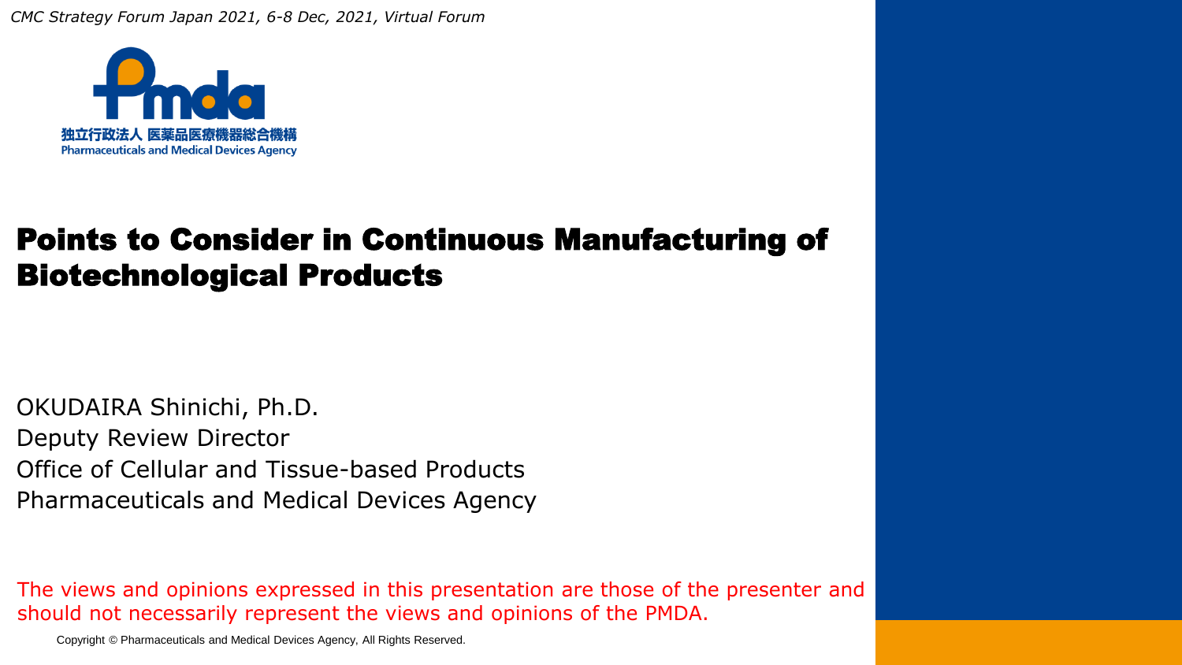*CMC Strategy Forum Japan 2021, 6-8 Dec, 2021, Virtual Forum*

独立行政法人 医薬品医療機器総合機構
Pharmaceuticals and Medical Devices Agency

# Points to Consider in Continuous Manufacturing of Biotechnological Products

OKUDAIRA Shinichi, Ph.D.
Deputy Review Director
Office of Cellular and Tissue-based Products
Pharmaceuticals and Medical Devices Agency

The views and opinions expressed in this presentation are those of the presenter and should not necessarily represent the views and opinions of the PMDA.

Copyright © Pharmaceuticals and Medical Devices Agency, All Rights Reserved.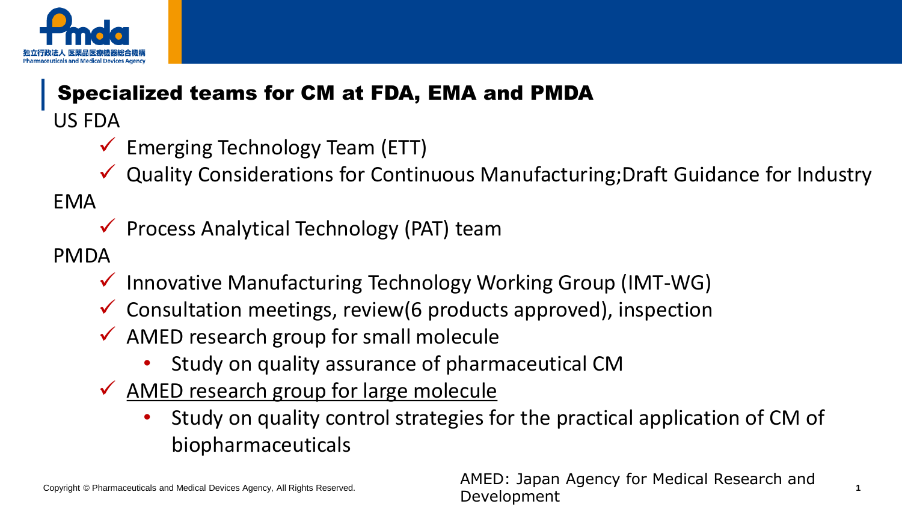## Specialized teams for CM at FDA, EMA and PMDA

US FDA

- ✓ Emerging Technology Team (ETT)
- ✓ Quality Considerations for Continuous Manufacturing;Draft Guidance for Industry

EMA

- ✓ Process Analytical Technology (PAT) team

PMDA

- ✓ Innovative Manufacturing Technology Working Group (IMT-WG)
- ✓ Consultation meetings, review(6 products approved), inspection
- ✓ AMED research group for small molecule
  - Study on quality assurance of pharmaceutical CM
- ✓ <u>AMED research group for large molecule</u>
  - Study on quality control strategies for the practical application of CM of biopharmaceuticals

AMED: Japan Agency for Medical Research and Development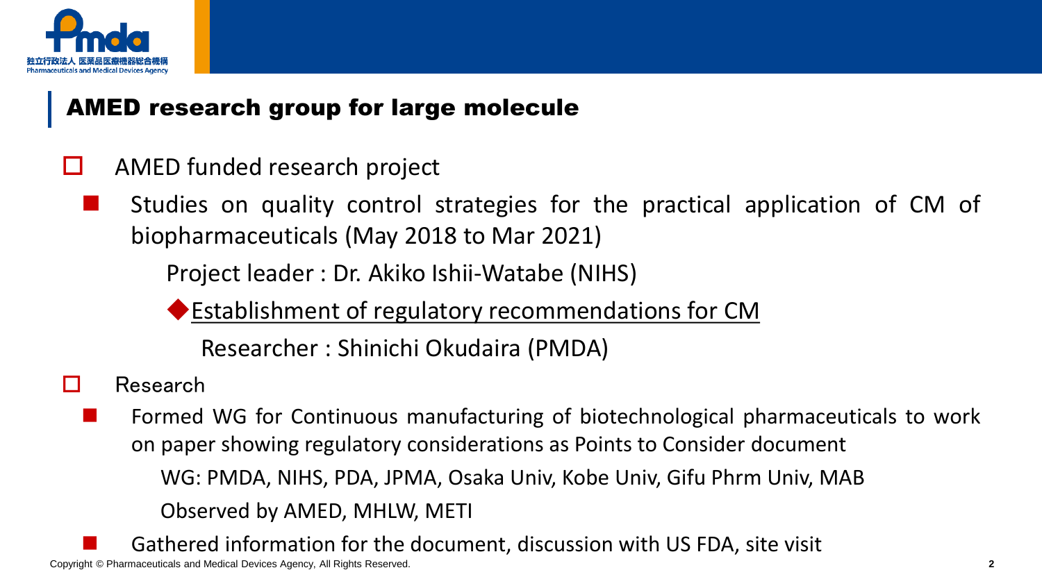## AMED research group for large molecule

- AMED funded research project
  - Studies on quality control strategies for the practical application of CM of biopharmaceuticals (May 2018 to Mar 2021)

    Project leader : Dr. Akiko Ishii-Watabe (NIHS)

    ◆ <u>Establishment of regulatory recommendations for CM</u>

    Researcher : Shinichi Okudaira (PMDA)

- Research
  - Formed WG for Continuous manufacturing of biotechnological pharmaceuticals to work on paper showing regulatory considerations as Points to Consider document

    WG: PMDA, NIHS, PDA, JPMA, Osaka Univ, Kobe Univ, Gifu Phrm Univ, MAB

    Observed by AMED, MHLW, METI
  - Gathered information for the document, discussion with US FDA, site visit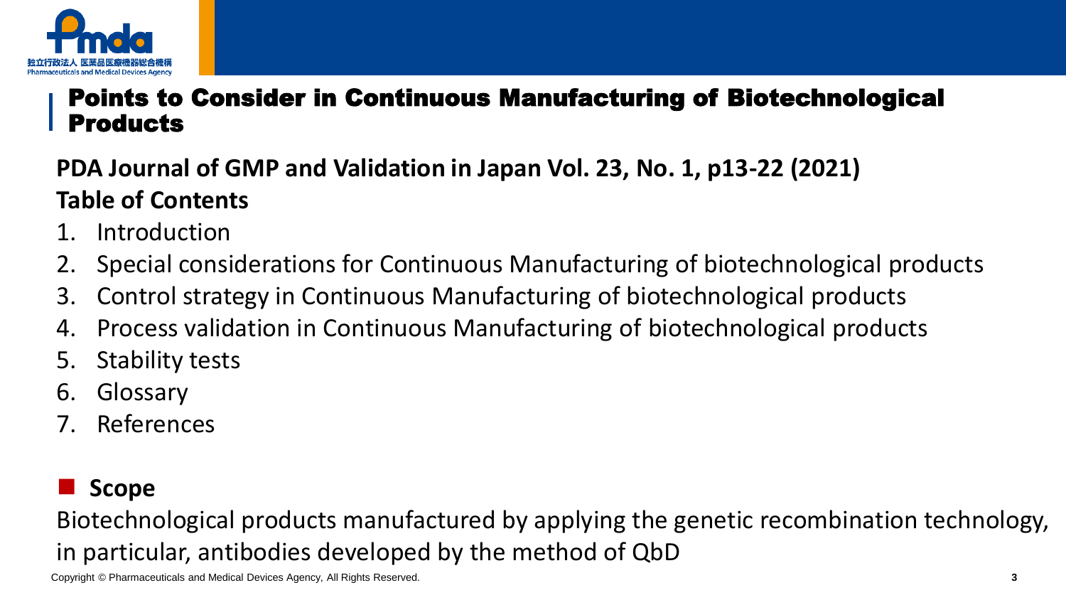# Points to Consider in Continuous Manufacturing of Biotechnological Products

**PDA Journal of GMP and Validation in Japan Vol. 23, No. 1, p13-22 (2021)**

**Table of Contents**

1. Introduction
2. Special considerations for Continuous Manufacturing of biotechnological products
3. Control strategy in Continuous Manufacturing of biotechnological products
4. Process validation in Continuous Manufacturing of biotechnological products
5. Stability tests
6. Glossary
7. References

## Scope

Biotechnological products manufactured by applying the genetic recombination technology, in particular, antibodies developed by the method of QbD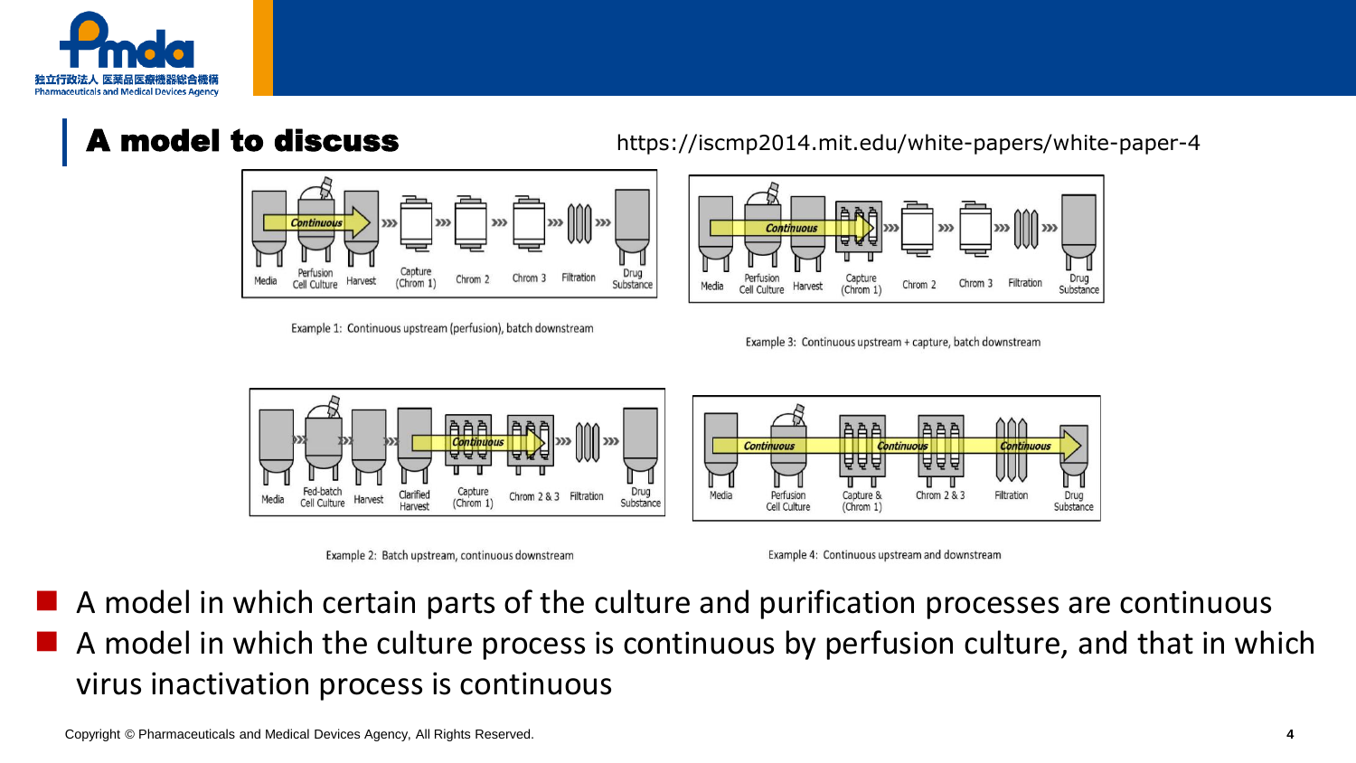## A model to discuss

https://iscmp2014.mit.edu/white-papers/white-paper-4

Media | Perfusion Cell Culture | Harvest | Capture (Chrom 1) | Chrom 2 | Chrom 3 | Filtration | Drug Substance

Example 1: Continuous upstream (perfusion), batch downstream

Media | Perfusion Cell Culture | Harvest | Capture (Chrom 1) | Chrom 2 | Chrom 3 | Filtration | Drug Substance

Example 3: Continuous upstream + capture, batch downstream

Media | Fed-batch Cell Culture | Harvest | Clarified Harvest | Capture (Chrom 1) | Chrom 2 & 3 | Filtration | Drug Substance

Example 2: Batch upstream, continuous downstream

Media | Perfusion Cell Culture | Capture & (Chrom 1) | Chrom 2 & 3 | Filtration | Drug Substance

Example 4: Continuous upstream and downstream

- A model in which certain parts of the culture and purification processes are continuous
- A model in which the culture process is continuous by perfusion culture, and that in which virus inactivation process is continuous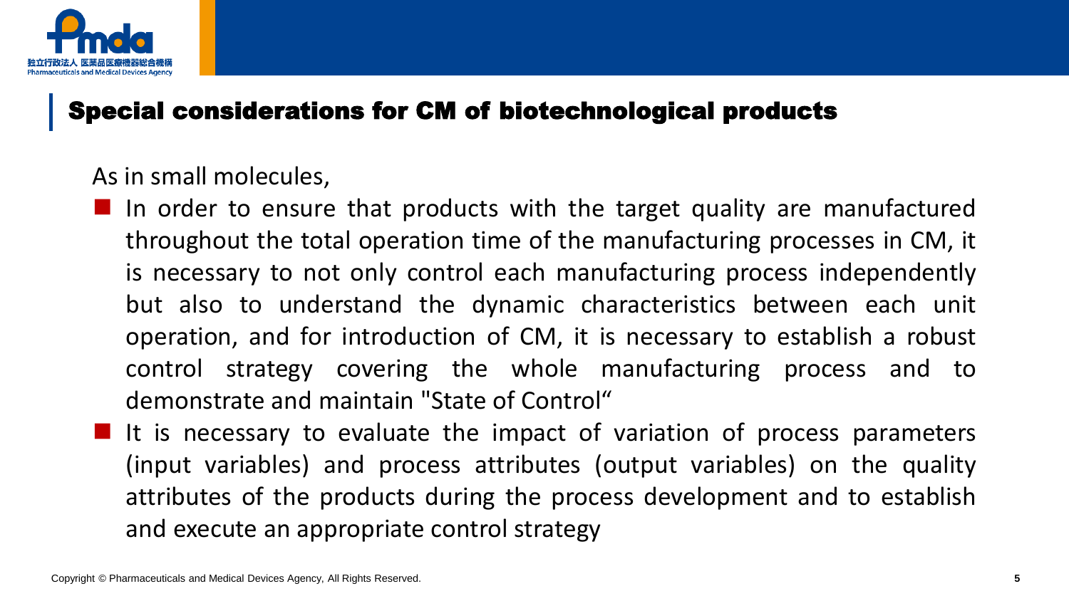## Special considerations for CM of biotechnological products

As in small molecules,

- In order to ensure that products with the target quality are manufactured throughout the total operation time of the manufacturing processes in CM, it is necessary to not only control each manufacturing process independently but also to understand the dynamic characteristics between each unit operation, and for introduction of CM, it is necessary to establish a robust control strategy covering the whole manufacturing process and to demonstrate and maintain "State of Control“
- It is necessary to evaluate the impact of variation of process parameters (input variables) and process attributes (output variables) on the quality attributes of the products during the process development and to establish and execute an appropriate control strategy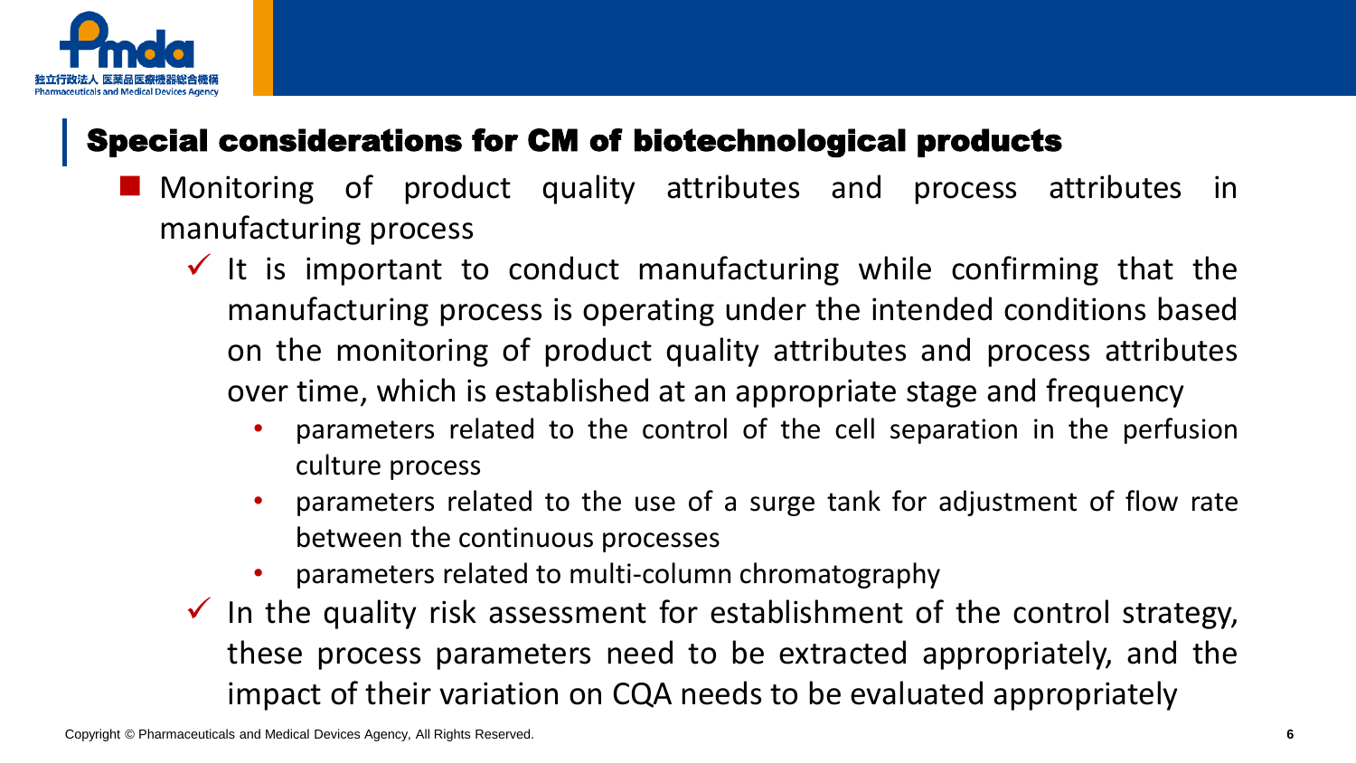## Special considerations for CM of biotechnological products

- Monitoring of product quality attributes and process attributes in manufacturing process
  - ✓ It is important to conduct manufacturing while confirming that the manufacturing process is operating under the intended conditions based on the monitoring of product quality attributes and process attributes over time, which is established at an appropriate stage and frequency
    - parameters related to the control of the cell separation in the perfusion culture process
    - parameters related to the use of a surge tank for adjustment of flow rate between the continuous processes
    - parameters related to multi-column chromatography
  - ✓ In the quality risk assessment for establishment of the control strategy, these process parameters need to be extracted appropriately, and the impact of their variation on CQA needs to be evaluated appropriately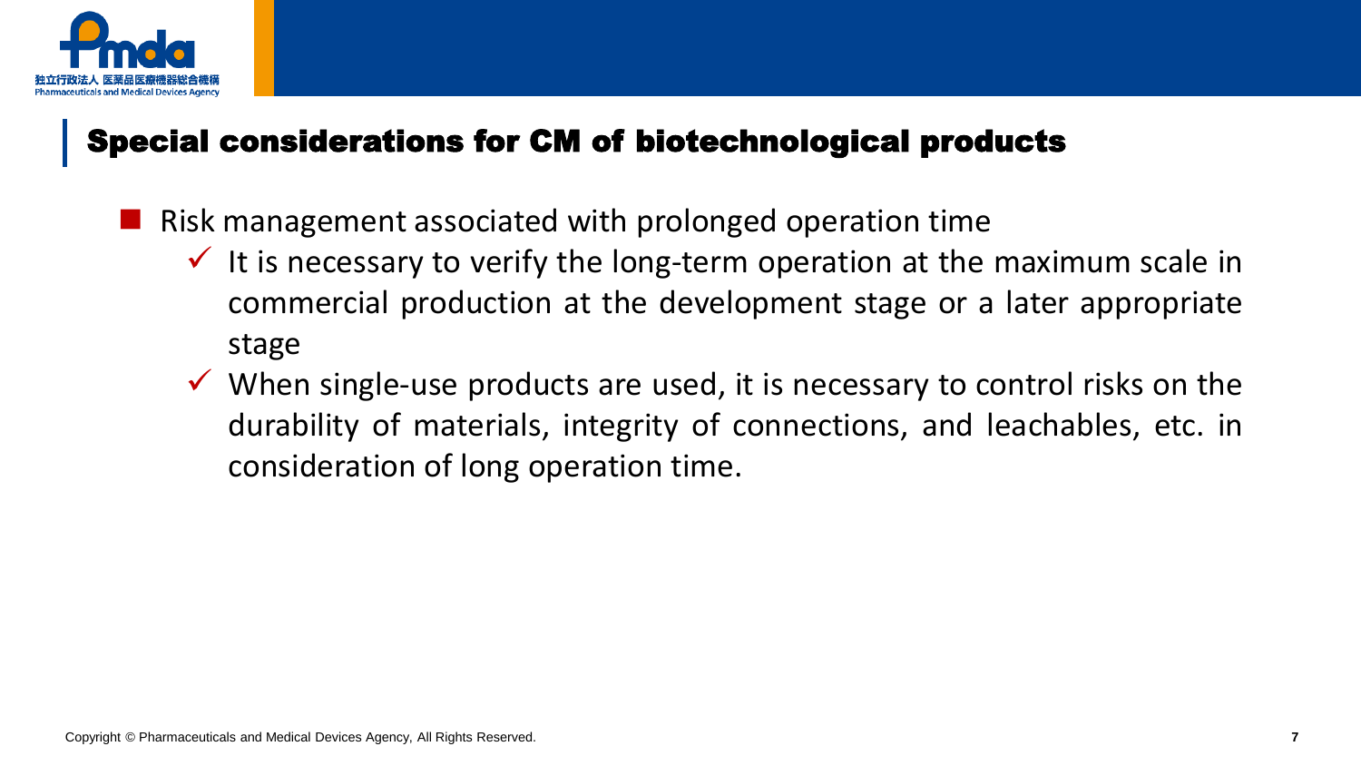## Special considerations for CM of biotechnological products

- Risk management associated with prolonged operation time
  - ✓ It is necessary to verify the long-term operation at the maximum scale in commercial production at the development stage or a later appropriate stage
  - ✓ When single-use products are used, it is necessary to control risks on the durability of materials, integrity of connections, and leachables, etc. in consideration of long operation time.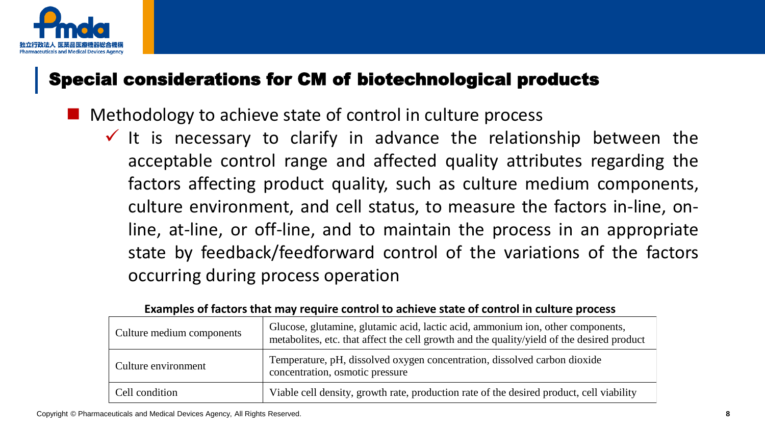## Special considerations for CM of biotechnological products

- Methodology to achieve state of control in culture process
  - ✓ It is necessary to clarify in advance the relationship between the acceptable control range and affected quality attributes regarding the factors affecting product quality, such as culture medium components, culture environment, and cell status, to measure the factors in-line, on-line, at-line, or off-line, and to maintain the process in an appropriate state by feedback/feedforward control of the variations of the factors occurring during process operation

**Examples of factors that may require control to achieve state of control in culture process**

| | |
|---|---|
| Culture medium components | Glucose, glutamine, glutamic acid, lactic acid, ammonium ion, other components, metabolites, etc. that affect the cell growth and the quality/yield of the desired product |
| Culture environment | Temperature, pH, dissolved oxygen concentration, dissolved carbon dioxide concentration, osmotic pressure |
| Cell condition | Viable cell density, growth rate, production rate of the desired product, cell viability |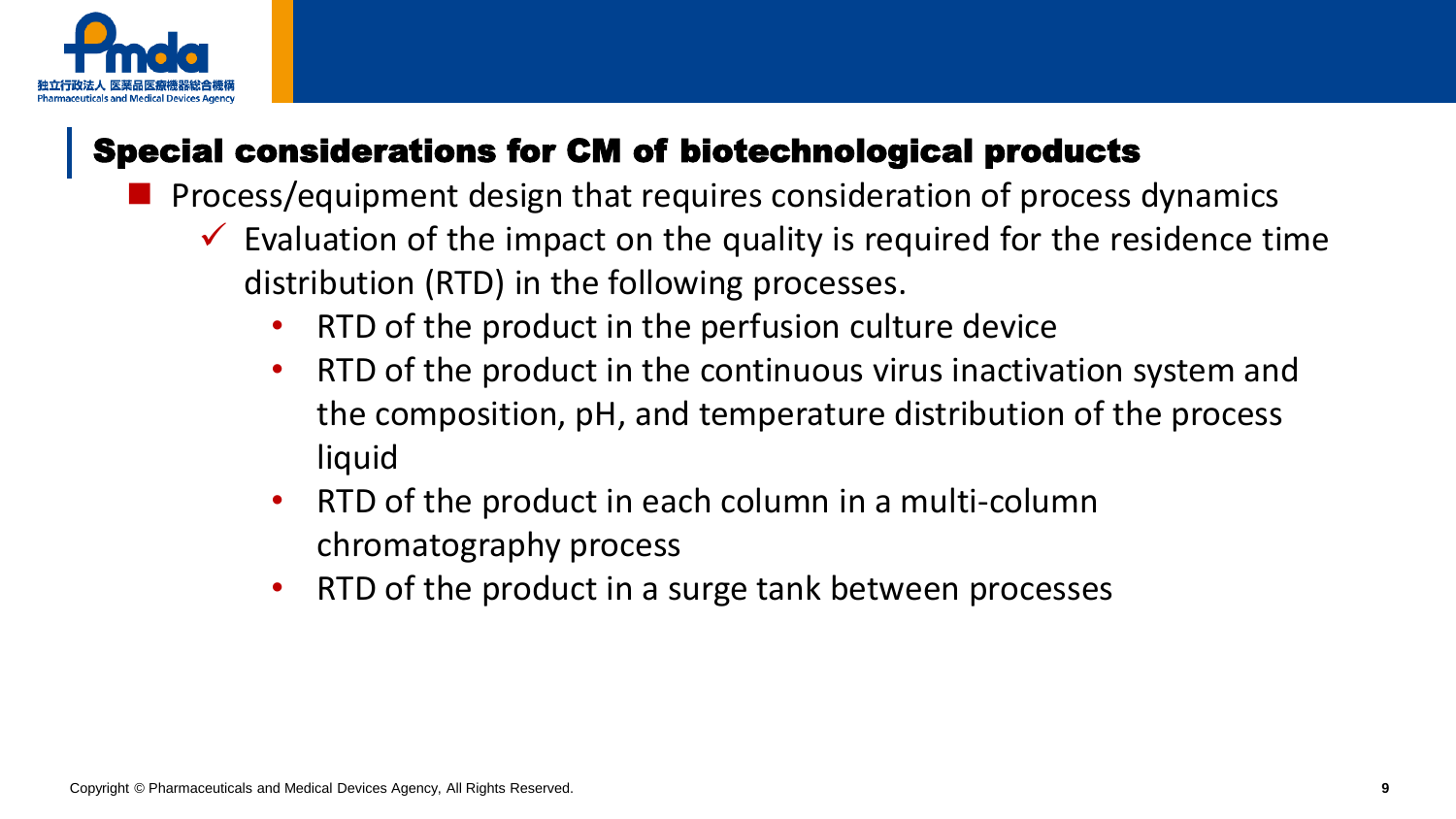## Special considerations for CM of biotechnological products

- Process/equipment design that requires consideration of process dynamics
  - ✓ Evaluation of the impact on the quality is required for the residence time distribution (RTD) in the following processes.
    - RTD of the product in the perfusion culture device
    - RTD of the product in the continuous virus inactivation system and the composition, pH, and temperature distribution of the process liquid
    - RTD of the product in each column in a multi-column chromatography process
    - RTD of the product in a surge tank between processes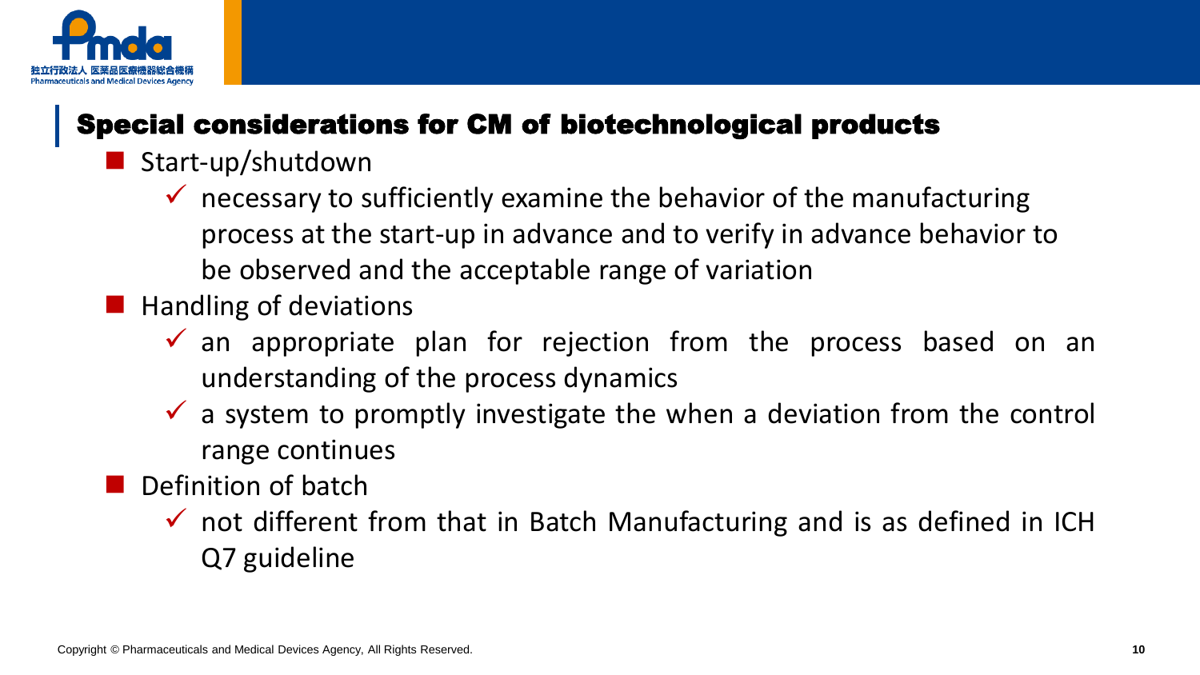## Special considerations for CM of biotechnological products

- Start-up/shutdown
  - ✓ necessary to sufficiently examine the behavior of the manufacturing process at the start-up in advance and to verify in advance behavior to be observed and the acceptable range of variation
- Handling of deviations
  - ✓ an appropriate plan for rejection from the process based on an understanding of the process dynamics
  - ✓ a system to promptly investigate the when a deviation from the control range continues
- Definition of batch
  - ✓ not different from that in Batch Manufacturing and is as defined in ICH Q7 guideline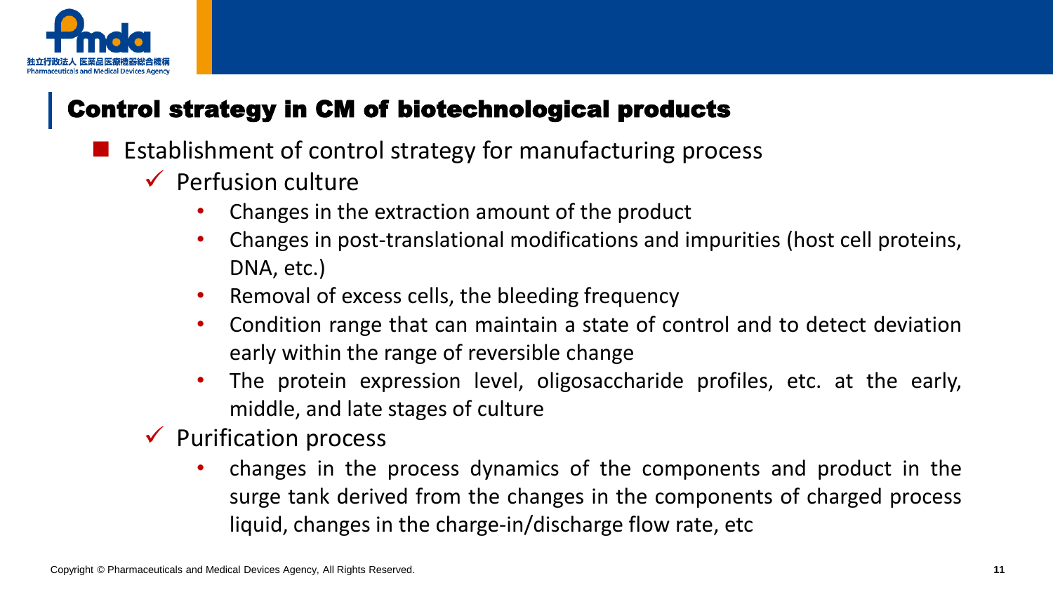## Control strategy in CM of biotechnological products

- Establishment of control strategy for manufacturing process
  - Perfusion culture
    - Changes in the extraction amount of the product
    - Changes in post-translational modifications and impurities (host cell proteins, DNA, etc.)
    - Removal of excess cells, the bleeding frequency
    - Condition range that can maintain a state of control and to detect deviation early within the range of reversible change
    - The protein expression level, oligosaccharide profiles, etc. at the early, middle, and late stages of culture
  - Purification process
    - changes in the process dynamics of the components and product in the surge tank derived from the changes in the components of charged process liquid, changes in the charge-in/discharge flow rate, etc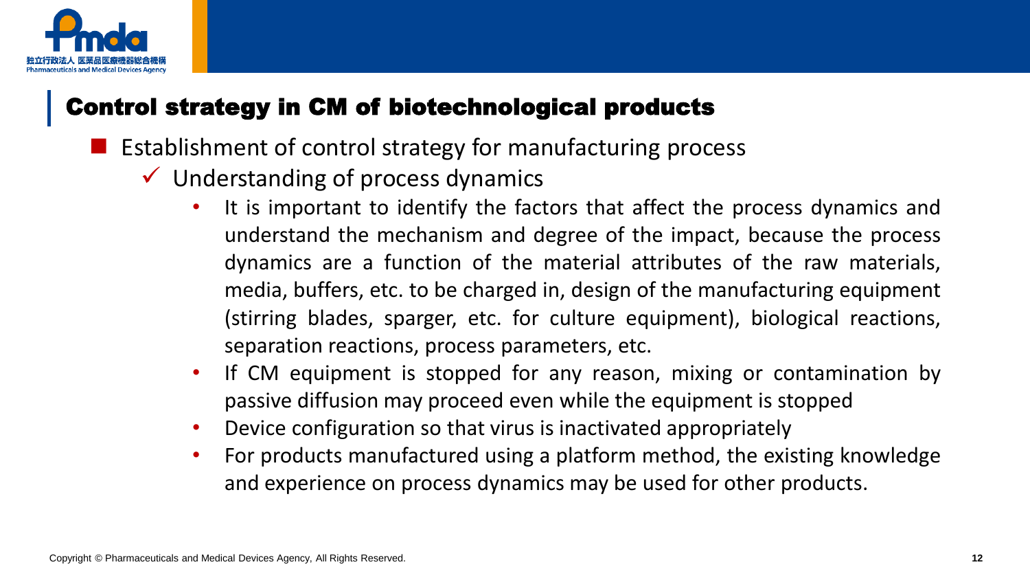## Control strategy in CM of biotechnological products

- Establishment of control strategy for manufacturing process
  - ✓ Understanding of process dynamics
    - It is important to identify the factors that affect the process dynamics and understand the mechanism and degree of the impact, because the process dynamics are a function of the material attributes of the raw materials, media, buffers, etc. to be charged in, design of the manufacturing equipment (stirring blades, sparger, etc. for culture equipment), biological reactions, separation reactions, process parameters, etc.
    - If CM equipment is stopped for any reason, mixing or contamination by passive diffusion may proceed even while the equipment is stopped
    - Device configuration so that virus is inactivated appropriately
    - For products manufactured using a platform method, the existing knowledge and experience on process dynamics may be used for other products.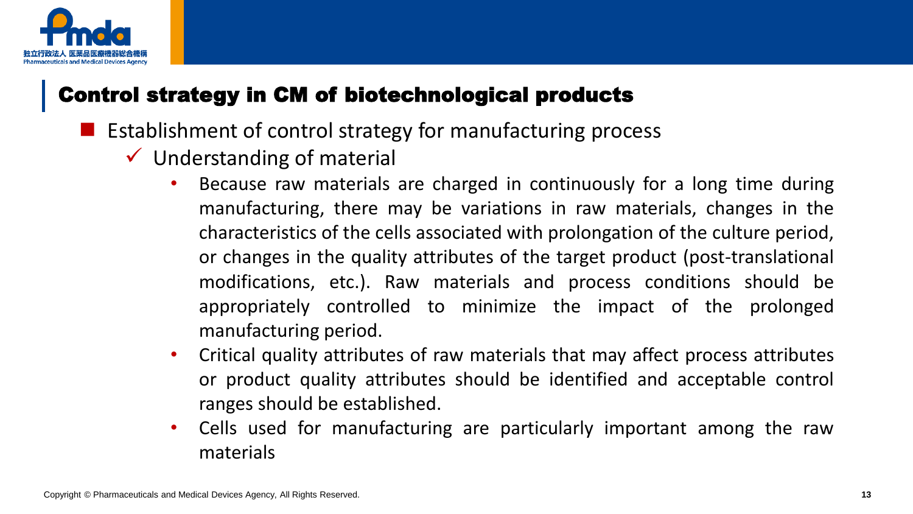## Control strategy in CM of biotechnological products

- Establishment of control strategy for manufacturing process
  - ✓ Understanding of material
    - Because raw materials are charged in continuously for a long time during manufacturing, there may be variations in raw materials, changes in the characteristics of the cells associated with prolongation of the culture period, or changes in the quality attributes of the target product (post-translational modifications, etc.). Raw materials and process conditions should be appropriately controlled to minimize the impact of the prolonged manufacturing period.
    - Critical quality attributes of raw materials that may affect process attributes or product quality attributes should be identified and acceptable control ranges should be established.
    - Cells used for manufacturing are particularly important among the raw materials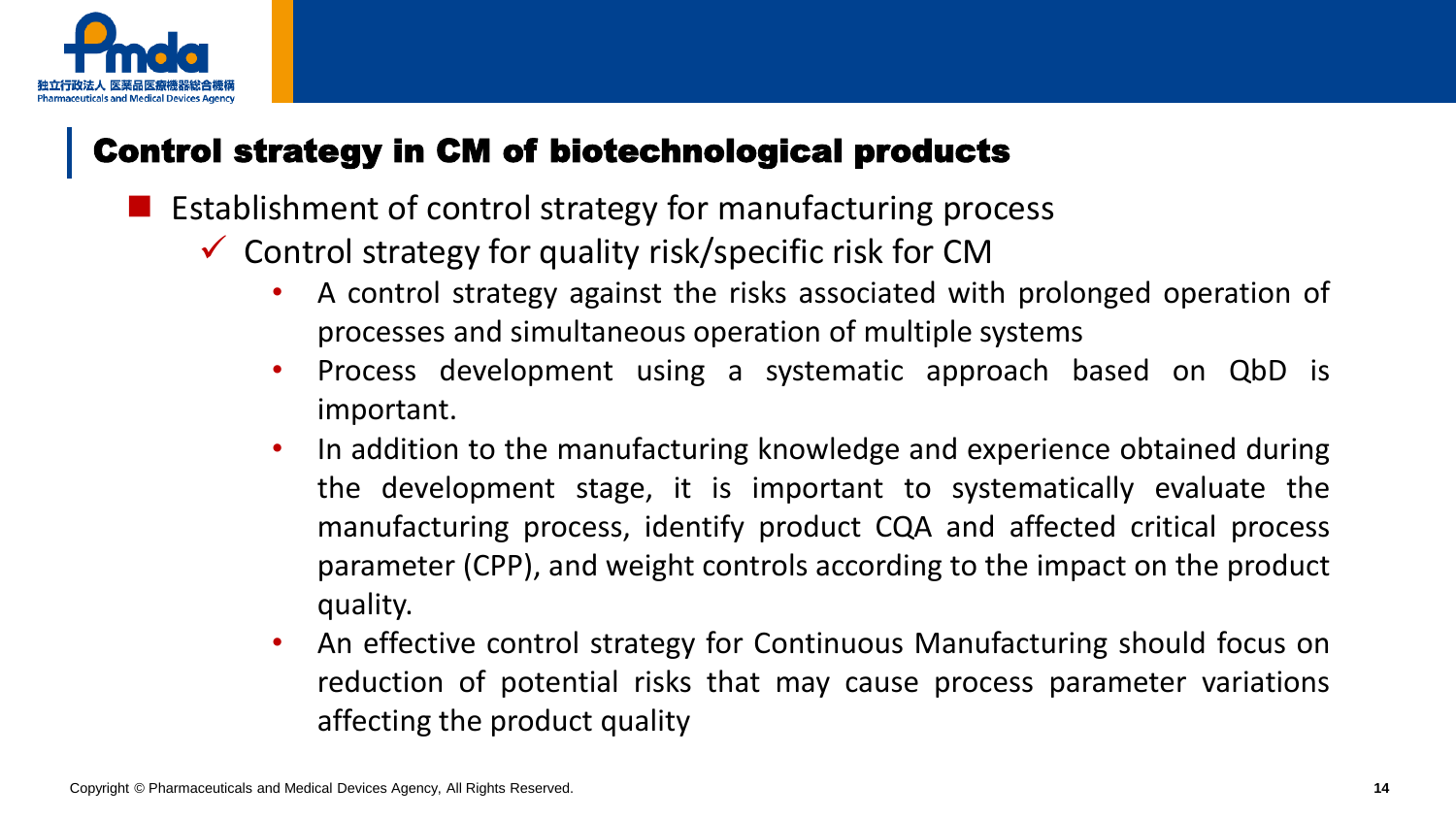## Control strategy in CM of biotechnological products

- Establishment of control strategy for manufacturing process
  - ✓ Control strategy for quality risk/specific risk for CM
    - A control strategy against the risks associated with prolonged operation of processes and simultaneous operation of multiple systems
    - Process development using a systematic approach based on QbD is important.
    - In addition to the manufacturing knowledge and experience obtained during the development stage, it is important to systematically evaluate the manufacturing process, identify product CQA and affected critical process parameter (CPP), and weight controls according to the impact on the product quality.
    - An effective control strategy for Continuous Manufacturing should focus on reduction of potential risks that may cause process parameter variations affecting the product quality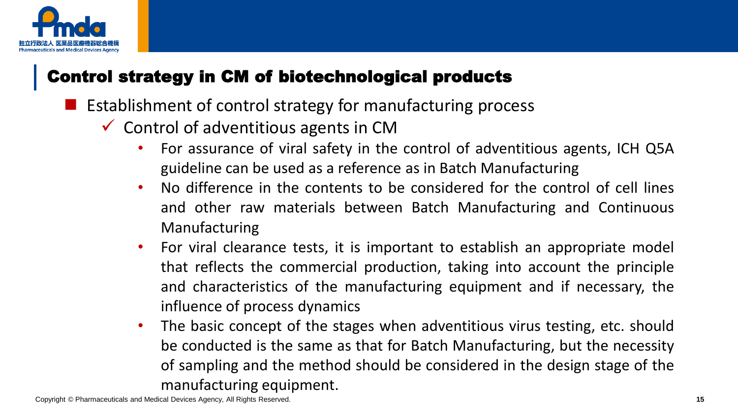## Control strategy in CM of biotechnological products

- Establishment of control strategy for manufacturing process
  - ✓ Control of adventitious agents in CM
    - For assurance of viral safety in the control of adventitious agents, ICH Q5A guideline can be used as a reference as in Batch Manufacturing
    - No difference in the contents to be considered for the control of cell lines and other raw materials between Batch Manufacturing and Continuous Manufacturing
    - For viral clearance tests, it is important to establish an appropriate model that reflects the commercial production, taking into account the principle and characteristics of the manufacturing equipment and if necessary, the influence of process dynamics
    - The basic concept of the stages when adventitious virus testing, etc. should be conducted is the same as that for Batch Manufacturing, but the necessity of sampling and the method should be considered in the design stage of the manufacturing equipment.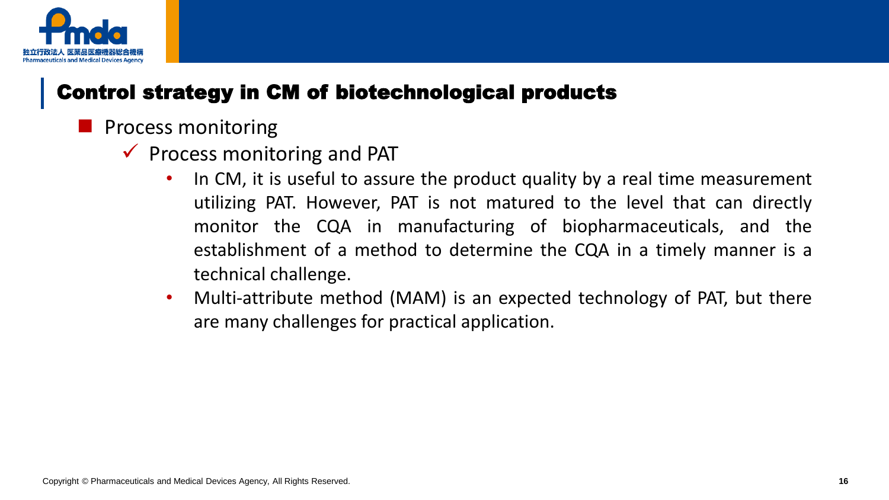## Control strategy in CM of biotechnological products

- Process monitoring
  - Process monitoring and PAT
    - In CM, it is useful to assure the product quality by a real time measurement utilizing PAT. However, PAT is not matured to the level that can directly monitor the CQA in manufacturing of biopharmaceuticals, and the establishment of a method to determine the CQA in a timely manner is a technical challenge.
    - Multi-attribute method (MAM) is an expected technology of PAT, but there are many challenges for practical application.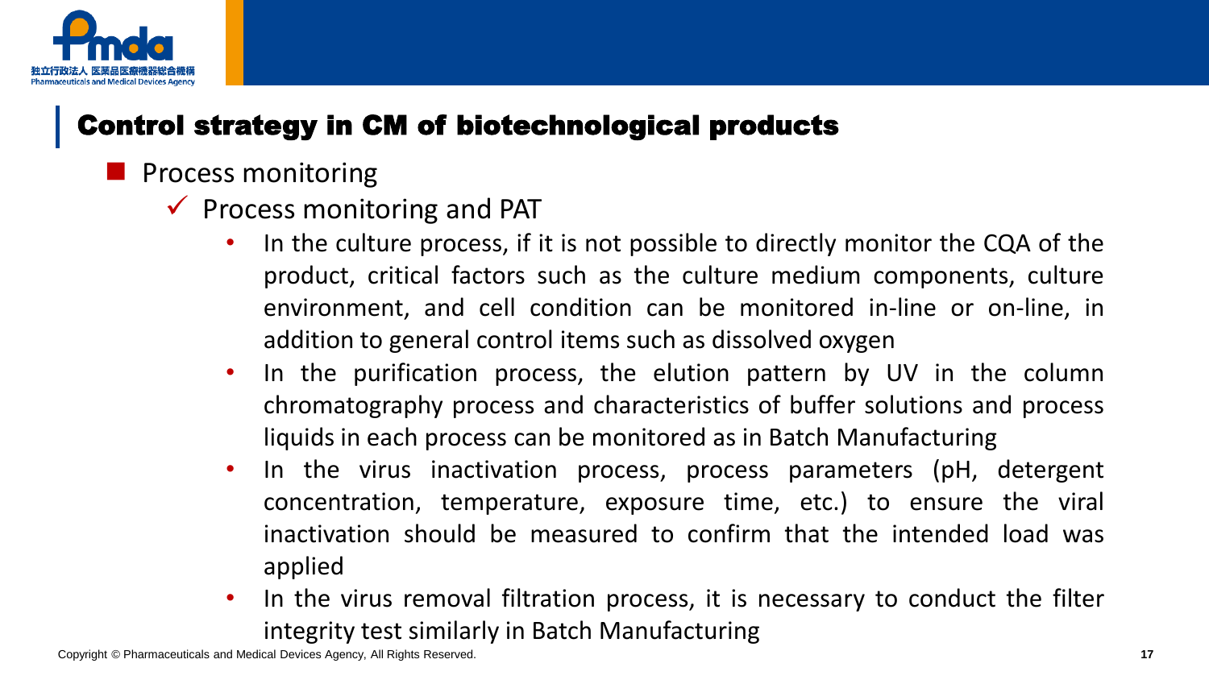## Control strategy in CM of biotechnological products

- Process monitoring
  - ✓ Process monitoring and PAT
    - In the culture process, if it is not possible to directly monitor the CQA of the product, critical factors such as the culture medium components, culture environment, and cell condition can be monitored in-line or on-line, in addition to general control items such as dissolved oxygen
    - In the purification process, the elution pattern by UV in the column chromatography process and characteristics of buffer solutions and process liquids in each process can be monitored as in Batch Manufacturing
    - In the virus inactivation process, process parameters (pH, detergent concentration, temperature, exposure time, etc.) to ensure the viral inactivation should be measured to confirm that the intended load was applied
    - In the virus removal filtration process, it is necessary to conduct the filter integrity test similarly in Batch Manufacturing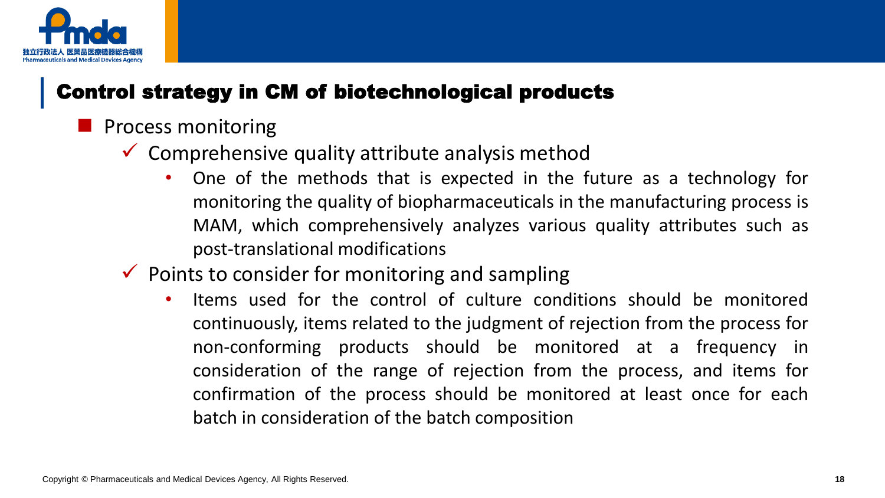## Control strategy in CM of biotechnological products

- Process monitoring
  - ✓ Comprehensive quality attribute analysis method
    - One of the methods that is expected in the future as a technology for monitoring the quality of biopharmaceuticals in the manufacturing process is MAM, which comprehensively analyzes various quality attributes such as post-translational modifications
  - ✓ Points to consider for monitoring and sampling
    - Items used for the control of culture conditions should be monitored continuously, items related to the judgment of rejection from the process for non-conforming products should be monitored at a frequency in consideration of the range of rejection from the process, and items for confirmation of the process should be monitored at least once for each batch in consideration of the batch composition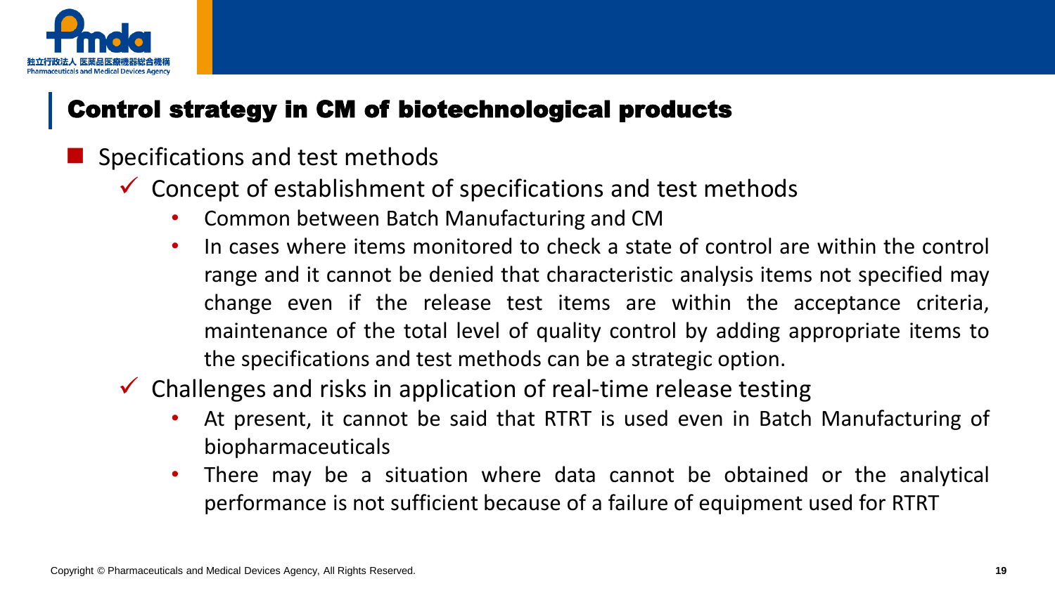## Control strategy in CM of biotechnological products

- Specifications and test methods
  - Concept of establishment of specifications and test methods
    - Common between Batch Manufacturing and CM
    - In cases where items monitored to check a state of control are within the control range and it cannot be denied that characteristic analysis items not specified may change even if the release test items are within the acceptance criteria, maintenance of the total level of quality control by adding appropriate items to the specifications and test methods can be a strategic option.
  - Challenges and risks in application of real-time release testing
    - At present, it cannot be said that RTRT is used even in Batch Manufacturing of biopharmaceuticals
    - There may be a situation where data cannot be obtained or the analytical performance is not sufficient because of a failure of equipment used for RTRT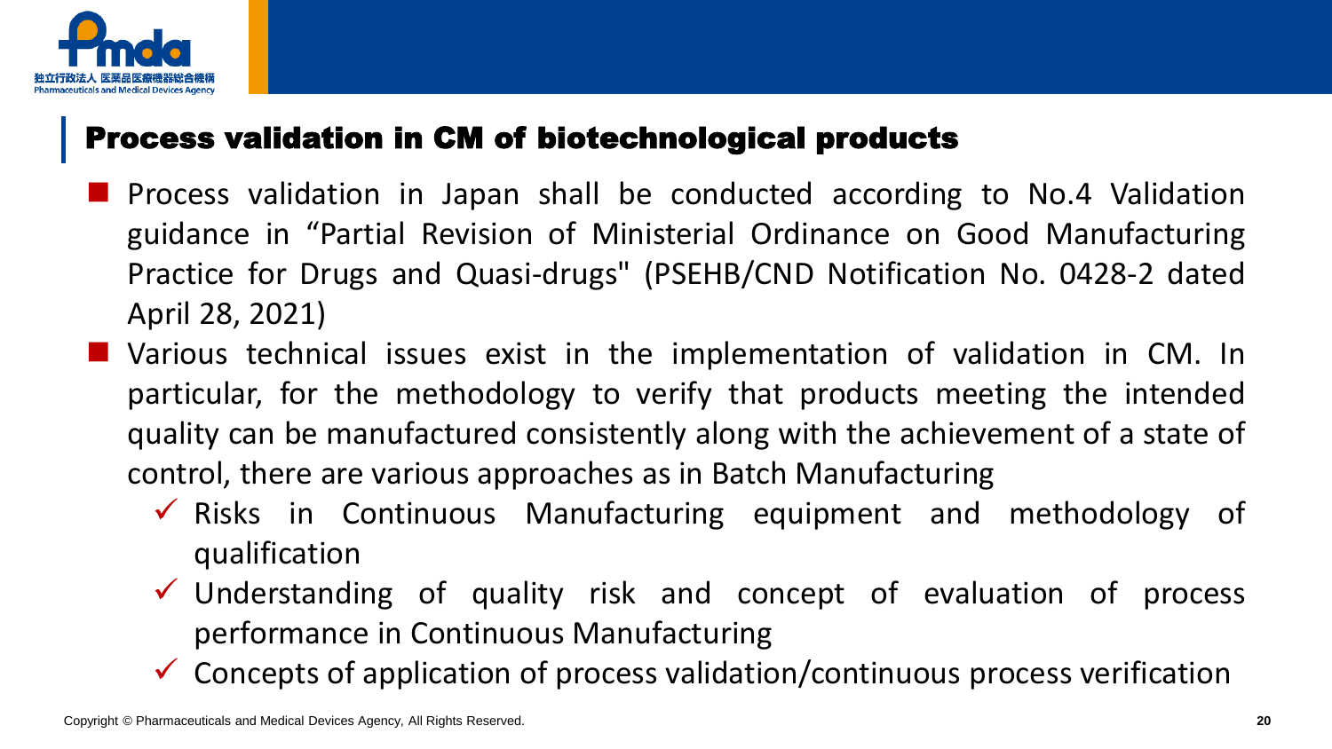## Process validation in CM of biotechnological products

- Process validation in Japan shall be conducted according to No.4 Validation guidance in "Partial Revision of Ministerial Ordinance on Good Manufacturing Practice for Drugs and Quasi-drugs" (PSEHB/CND Notification No. 0428-2 dated April 28, 2021)
- Various technical issues exist in the implementation of validation in CM. In particular, for the methodology to verify that products meeting the intended quality can be manufactured consistently along with the achievement of a state of control, there are various approaches as in Batch Manufacturing
  - ✓ Risks in Continuous Manufacturing equipment and methodology of qualification
  - ✓ Understanding of quality risk and concept of evaluation of process performance in Continuous Manufacturing
  - ✓ Concepts of application of process validation/continuous process verification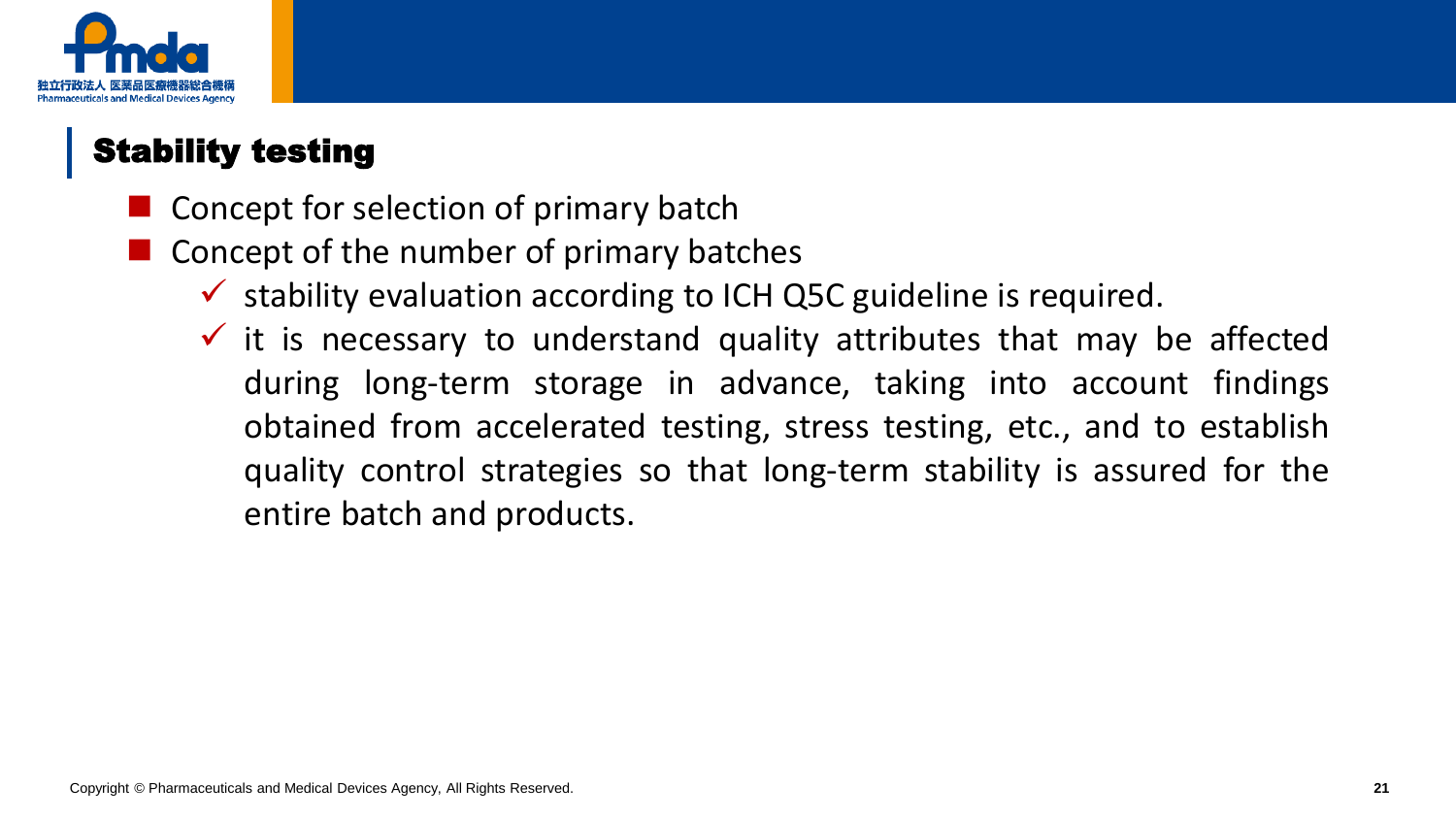## Stability testing

- Concept for selection of primary batch
- Concept of the number of primary batches
  - ✓ stability evaluation according to ICH Q5C guideline is required.
  - ✓ it is necessary to understand quality attributes that may be affected during long-term storage in advance, taking into account findings obtained from accelerated testing, stress testing, etc., and to establish quality control strategies so that long-term stability is assured for the entire batch and products.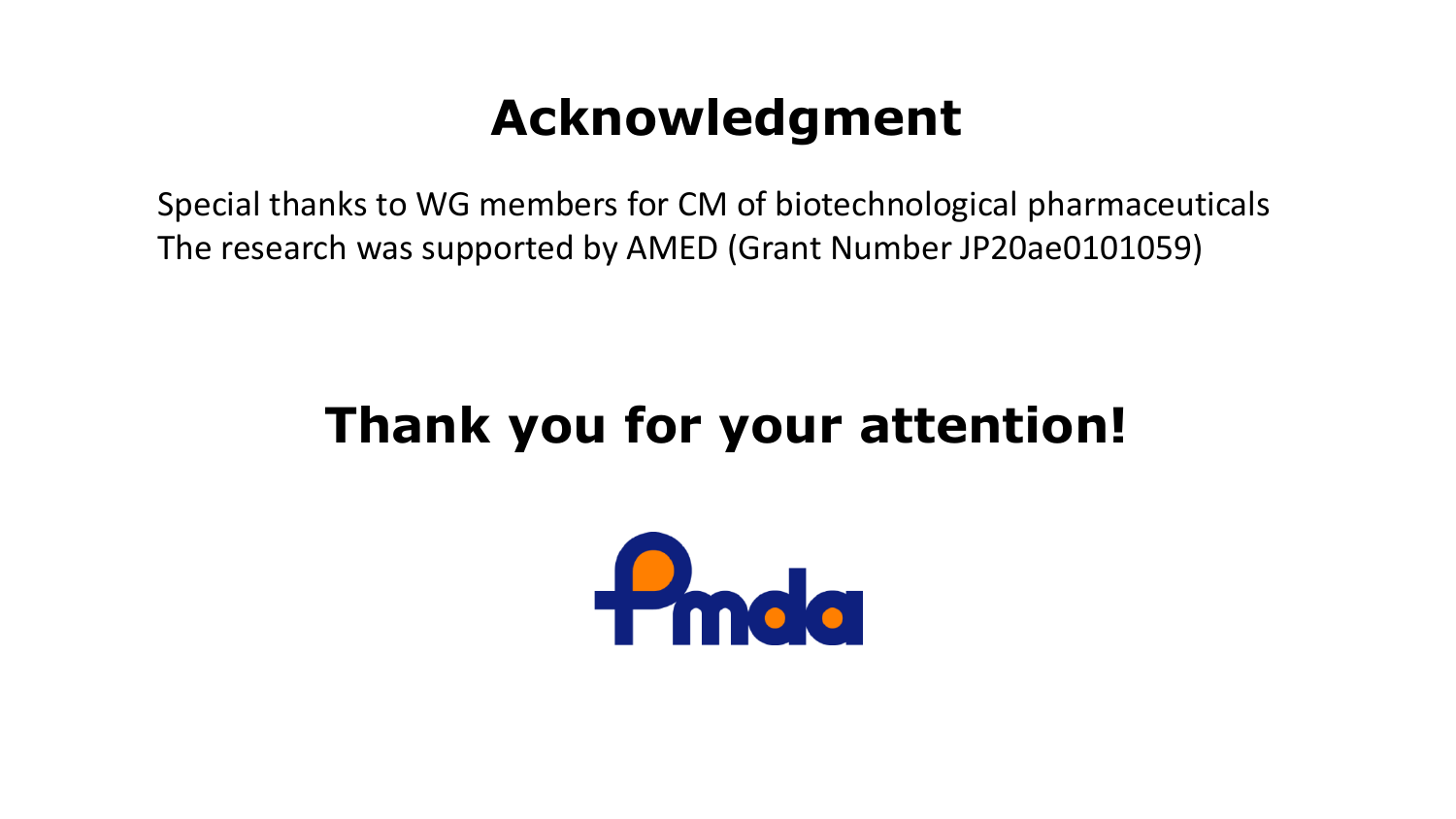# Acknowledgment

Special thanks to WG members for CM of biotechnological pharmaceuticals
The research was supported by AMED (Grant Number JP20ae0101059)

# Thank you for your attention!